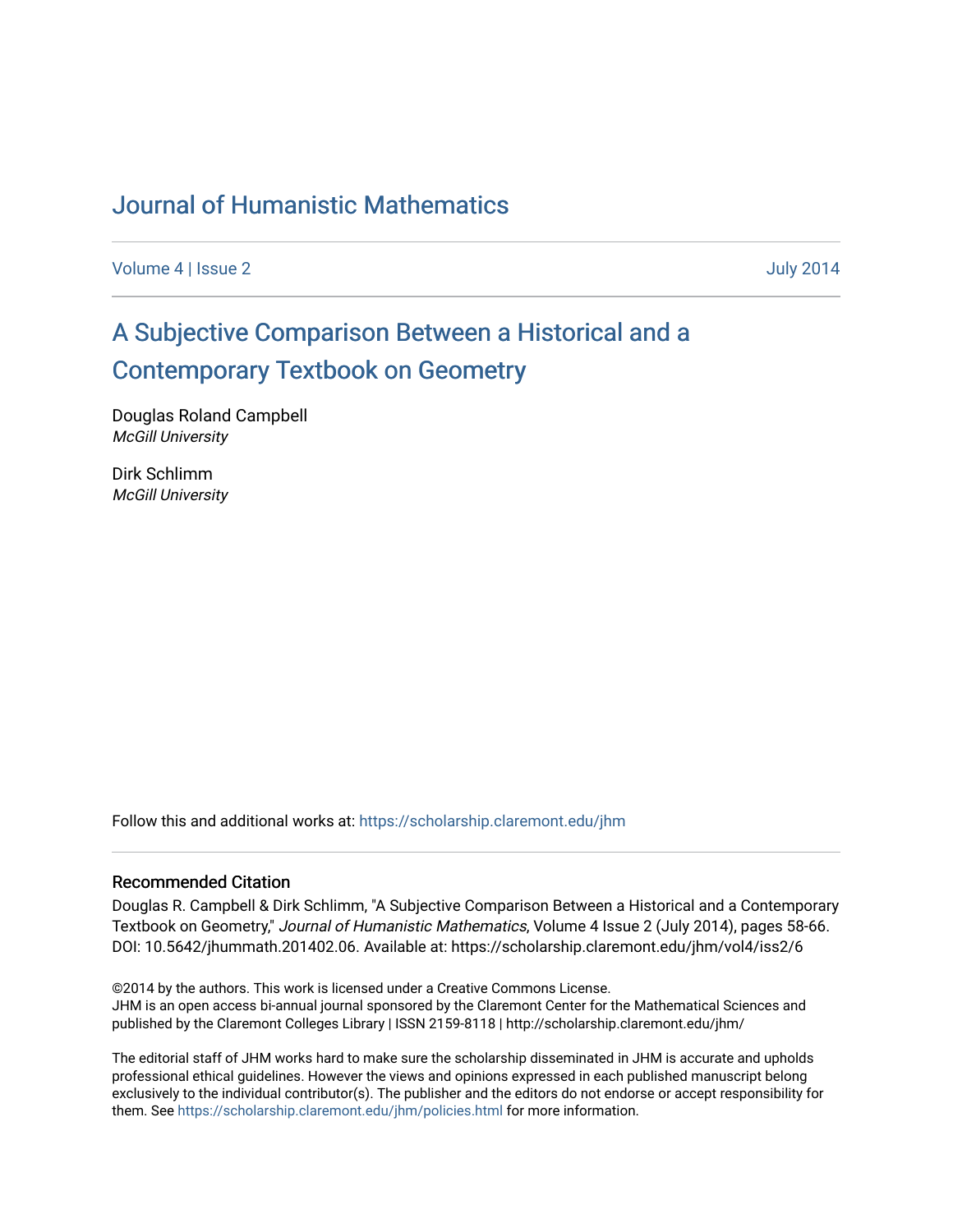# Journal of Humanistic Mathematics

Volume 4 | Issue 2 July 2014

## A Subjective Comparison Between a Historical and a Contemporary Textbook on Geometry

Douglas Roland Campbell
*McGill University*

Dirk Schlimm
*McGill University*

Follow this and additional works at: https://scholarship.claremont.edu/jhm

### Recommended Citation

Douglas R. Campbell & Dirk Schlimm, "A Subjective Comparison Between a Historical and a Contemporary Textbook on Geometry," *Journal of Humanistic Mathematics*, Volume 4 Issue 2 (July 2014), pages 58-66. DOI: 10.5642/jhummath.201402.06. Available at: https://scholarship.claremont.edu/jhm/vol4/iss2/6

©2014 by the authors. This work is licensed under a Creative Commons License.
JHM is an open access bi-annual journal sponsored by the Claremont Center for the Mathematical Sciences and published by the Claremont Colleges Library | ISSN 2159-8118 | http://scholarship.claremont.edu/jhm/

The editorial staff of JHM works hard to make sure the scholarship disseminated in JHM is accurate and upholds professional ethical guidelines. However the views and opinions expressed in each published manuscript belong exclusively to the individual contributor(s). The publisher and the editors do not endorse or accept responsibility for them. See https://scholarship.claremont.edu/jhm/policies.html for more information.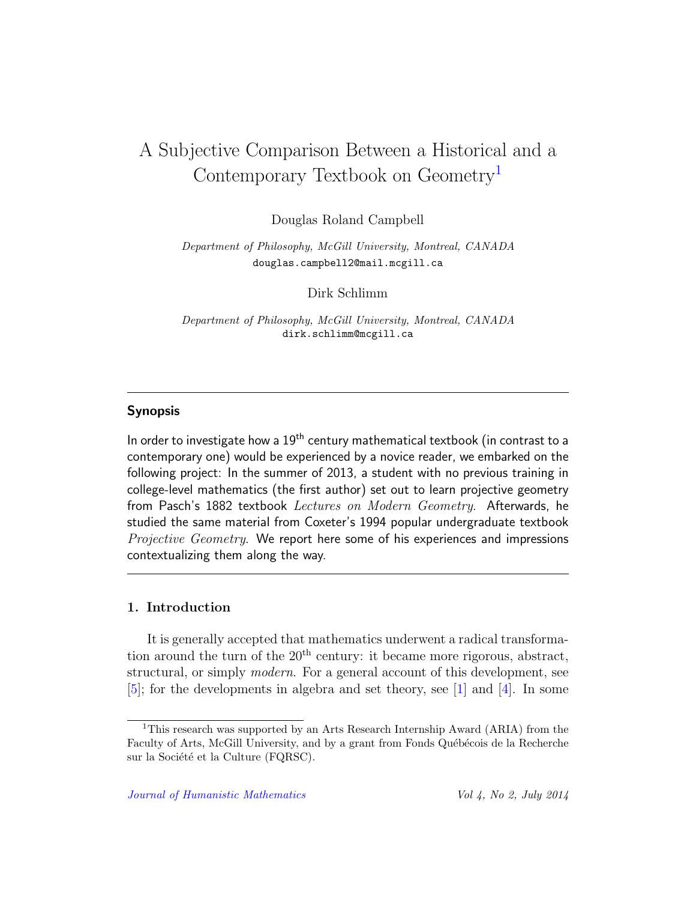# A Subjective Comparison Between a Historical and a Contemporary Textbook on Geometry[1]

Douglas Roland Campbell

*Department of Philosophy, McGill University, Montreal, CANADA*
douglas.campbell2@mail.mcgill.ca

Dirk Schlimm

*Department of Philosophy, McGill University, Montreal, CANADA*
dirk.schlimm@mcgill.ca

---

### Synopsis

In order to investigate how a 19[th] century mathematical textbook (in contrast to a contemporary one) would be experienced by a novice reader, we embarked on the following project: In the summer of 2013, a student with no previous training in college-level mathematics (the first author) set out to learn projective geometry from Pasch's 1882 textbook *Lectures on Modern Geometry*. Afterwards, he studied the same material from Coxeter's 1994 popular undergraduate textbook *Projective Geometry*. We report here some of his experiences and impressions contextualizing them along the way.

---

## 1. Introduction

It is generally accepted that mathematics underwent a radical transformation around the turn of the 20[th] century: it became more rigorous, abstract, structural, or simply *modern*. For a general account of this development, see [5]; for the developments in algebra and set theory, see [1] and [4]. In some

---

[1] This research was supported by an Arts Research Internship Award (ARIA) from the Faculty of Arts, McGill University, and by a grant from Fonds Québécois de la Recherche sur la Société et la Culture (FQRSC).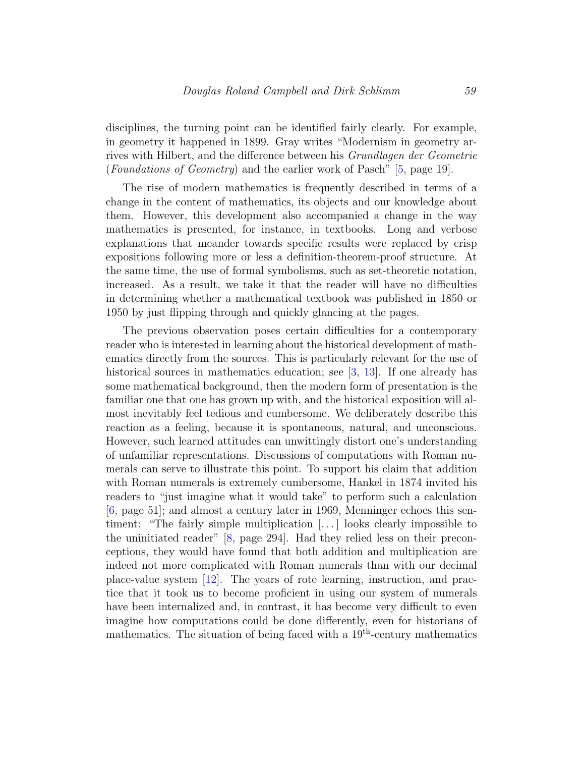disciplines, the turning point can be identified fairly clearly. For example, in geometry it happened in 1899. Gray writes "Modernism in geometry arrives with Hilbert, and the difference between his *Grundlagen der Geometrie* (*Foundations of Geometry*) and the earlier work of Pasch" [5, page 19].

The rise of modern mathematics is frequently described in terms of a change in the content of mathematics, its objects and our knowledge about them. However, this development also accompanied a change in the way mathematics is presented, for instance, in textbooks. Long and verbose explanations that meander towards specific results were replaced by crisp expositions following more or less a definition-theorem-proof structure. At the same time, the use of formal symbolisms, such as set-theoretic notation, increased. As a result, we take it that the reader will have no difficulties in determining whether a mathematical textbook was published in 1850 or 1950 by just flipping through and quickly glancing at the pages.

The previous observation poses certain difficulties for a contemporary reader who is interested in learning about the historical development of mathematics directly from the sources. This is particularly relevant for the use of historical sources in mathematics education; see [3, 13]. If one already has some mathematical background, then the modern form of presentation is the familiar one that one has grown up with, and the historical exposition will almost inevitably feel tedious and cumbersome. We deliberately describe this reaction as a feeling, because it is spontaneous, natural, and unconscious. However, such learned attitudes can unwittingly distort one's understanding of unfamiliar representations. Discussions of computations with Roman numerals can serve to illustrate this point. To support his claim that addition with Roman numerals is extremely cumbersome, Hankel in 1874 invited his readers to "just imagine what it would take" to perform such a calculation [6, page 51]; and almost a century later in 1969, Menninger echoes this sentiment: "The fairly simple multiplication [...] looks clearly impossible to the uninitiated reader" [8, page 294]. Had they relied less on their preconceptions, they would have found that both addition and multiplication are indeed not more complicated with Roman numerals than with our decimal place-value system [12]. The years of rote learning, instruction, and practice that it took us to become proficient in using our system of numerals have been internalized and, in contrast, it has become very difficult to even imagine how computations could be done differently, even for historians of mathematics. The situation of being faced with a 19th-century mathematics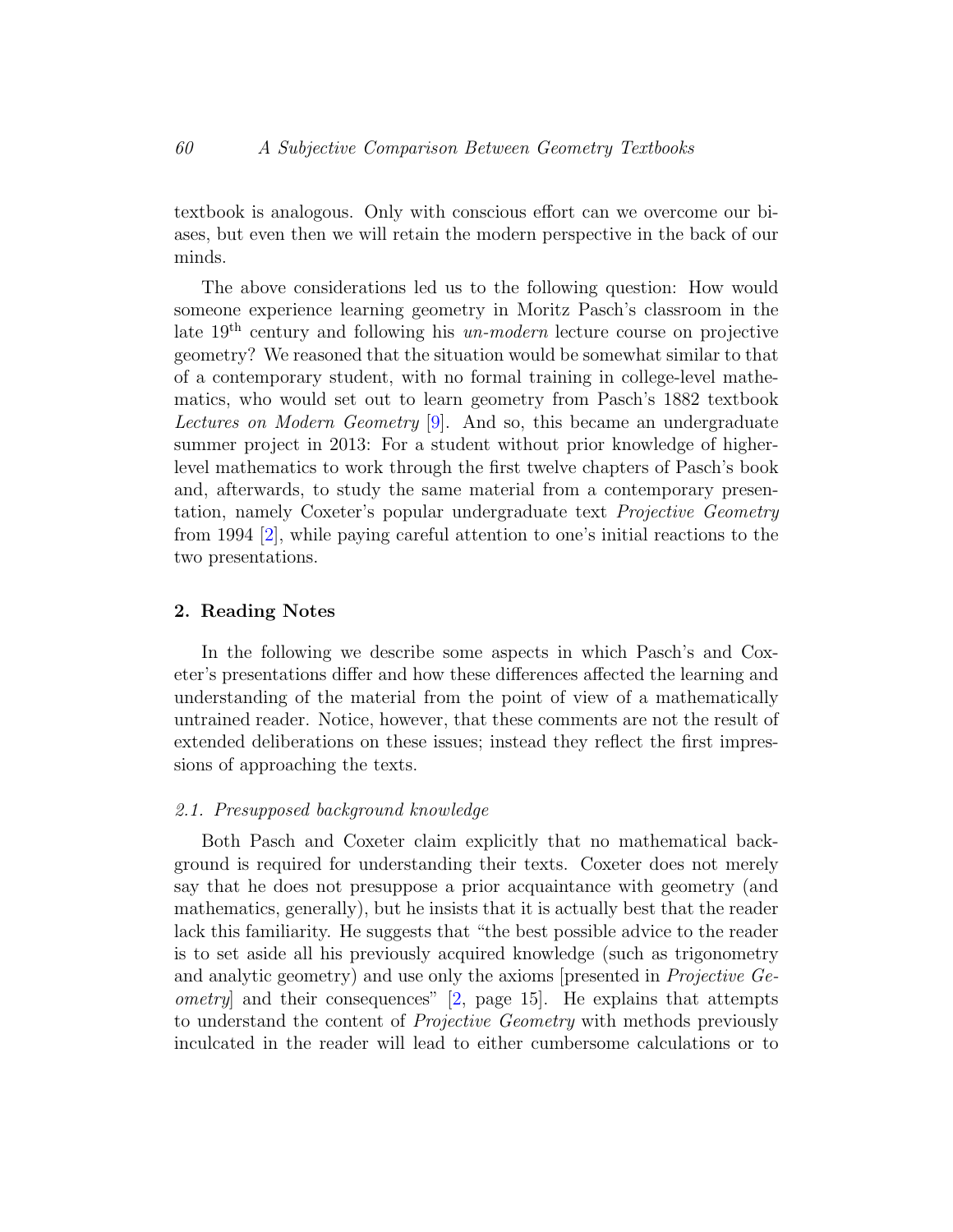textbook is analogous. Only with conscious effort can we overcome our biases, but even then we will retain the modern perspective in the back of our minds.

The above considerations led us to the following question: How would someone experience learning geometry in Moritz Pasch's classroom in the late 19th century and following his *un-modern* lecture course on projective geometry? We reasoned that the situation would be somewhat similar to that of a contemporary student, with no formal training in college-level mathematics, who would set out to learn geometry from Pasch's 1882 textbook *Lectures on Modern Geometry* [9]. And so, this became an undergraduate summer project in 2013: For a student without prior knowledge of higher-level mathematics to work through the first twelve chapters of Pasch's book and, afterwards, to study the same material from a contemporary presentation, namely Coxeter's popular undergraduate text *Projective Geometry* from 1994 [2], while paying careful attention to one's initial reactions to the two presentations.

## 2. Reading Notes

In the following we describe some aspects in which Pasch's and Coxeter's presentations differ and how these differences affected the learning and understanding of the material from the point of view of a mathematically untrained reader. Notice, however, that these comments are not the result of extended deliberations on these issues; instead they reflect the first impressions of approaching the texts.

### *2.1. Presupposed background knowledge*

Both Pasch and Coxeter claim explicitly that no mathematical background is required for understanding their texts. Coxeter does not merely say that he does not presuppose a prior acquaintance with geometry (and mathematics, generally), but he insists that it is actually best that the reader lack this familiarity. He suggests that "the best possible advice to the reader is to set aside all his previously acquired knowledge (such as trigonometry and analytic geometry) and use only the axioms [presented in *Projective Geometry*] and their consequences" [2, page 15]. He explains that attempts to understand the content of *Projective Geometry* with methods previously inculcated in the reader will lead to either cumbersome calculations or to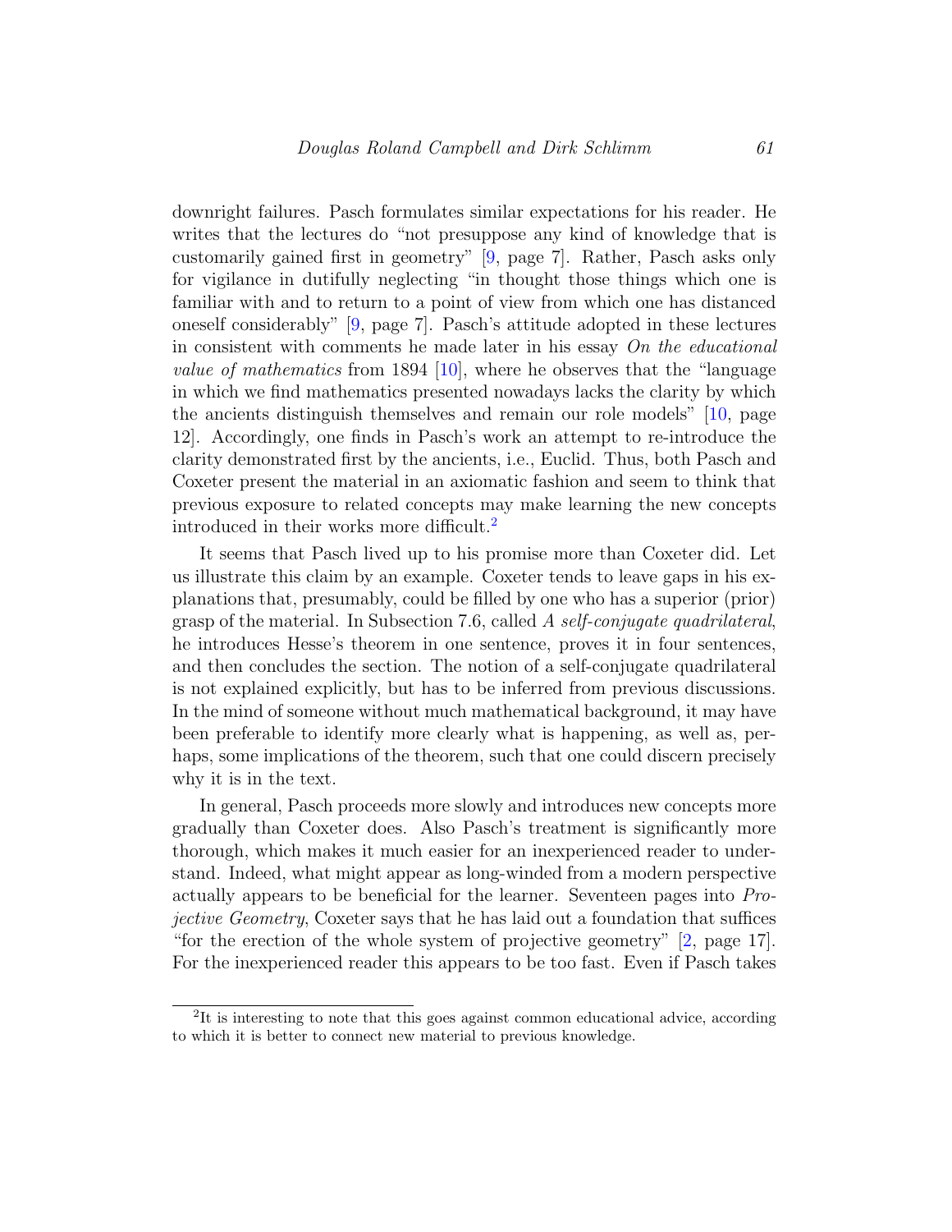downright failures. Pasch formulates similar expectations for his reader. He writes that the lectures do "not presuppose any kind of knowledge that is customarily gained first in geometry" [9, page 7]. Rather, Pasch asks only for vigilance in dutifully neglecting "in thought those things which one is familiar with and to return to a point of view from which one has distanced oneself considerably" [9, page 7]. Pasch's attitude adopted in these lectures in consistent with comments he made later in his essay *On the educational value of mathematics* from 1894 [10], where he observes that the "language in which we find mathematics presented nowadays lacks the clarity by which the ancients distinguish themselves and remain our role models" [10, page 12]. Accordingly, one finds in Pasch's work an attempt to re-introduce the clarity demonstrated first by the ancients, i.e., Euclid. Thus, both Pasch and Coxeter present the material in an axiomatic fashion and seem to think that previous exposure to related concepts may make learning the new concepts introduced in their works more difficult.[2]

It seems that Pasch lived up to his promise more than Coxeter did. Let us illustrate this claim by an example. Coxeter tends to leave gaps in his explanations that, presumably, could be filled by one who has a superior (prior) grasp of the material. In Subsection 7.6, called *A self-conjugate quadrilateral*, he introduces Hesse's theorem in one sentence, proves it in four sentences, and then concludes the section. The notion of a self-conjugate quadrilateral is not explained explicitly, but has to be inferred from previous discussions. In the mind of someone without much mathematical background, it may have been preferable to identify more clearly what is happening, as well as, perhaps, some implications of the theorem, such that one could discern precisely why it is in the text.

In general, Pasch proceeds more slowly and introduces new concepts more gradually than Coxeter does. Also Pasch's treatment is significantly more thorough, which makes it much easier for an inexperienced reader to understand. Indeed, what might appear as long-winded from a modern perspective actually appears to be beneficial for the learner. Seventeen pages into *Projective Geometry*, Coxeter says that he has laid out a foundation that suffices "for the erection of the whole system of projective geometry" [2, page 17]. For the inexperienced reader this appears to be too fast. Even if Pasch takes

[2] It is interesting to note that this goes against common educational advice, according to which it is better to connect new material to previous knowledge.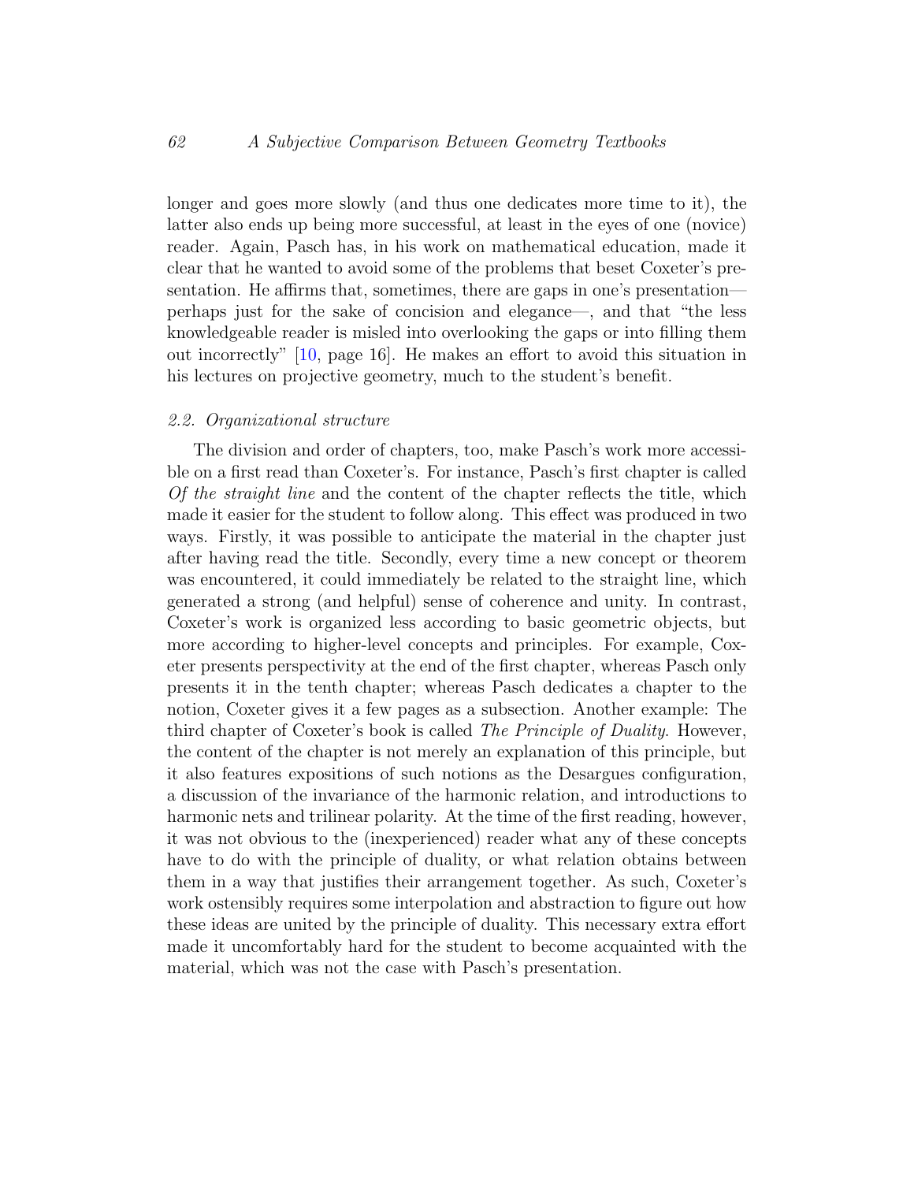longer and goes more slowly (and thus one dedicates more time to it), the latter also ends up being more successful, at least in the eyes of one (novice) reader. Again, Pasch has, in his work on mathematical education, made it clear that he wanted to avoid some of the problems that beset Coxeter's presentation. He affirms that, sometimes, there are gaps in one's presentation—perhaps just for the sake of concision and elegance—, and that "the less knowledgeable reader is misled into overlooking the gaps or into filling them out incorrectly" [10, page 16]. He makes an effort to avoid this situation in his lectures on projective geometry, much to the student's benefit.

### *2.2. Organizational structure*

The division and order of chapters, too, make Pasch's work more accessible on a first read than Coxeter's. For instance, Pasch's first chapter is called *Of the straight line* and the content of the chapter reflects the title, which made it easier for the student to follow along. This effect was produced in two ways. Firstly, it was possible to anticipate the material in the chapter just after having read the title. Secondly, every time a new concept or theorem was encountered, it could immediately be related to the straight line, which generated a strong (and helpful) sense of coherence and unity. In contrast, Coxeter's work is organized less according to basic geometric objects, but more according to higher-level concepts and principles. For example, Coxeter presents perspectivity at the end of the first chapter, whereas Pasch only presents it in the tenth chapter; whereas Pasch dedicates a chapter to the notion, Coxeter gives it a few pages as a subsection. Another example: The third chapter of Coxeter's book is called *The Principle of Duality*. However, the content of the chapter is not merely an explanation of this principle, but it also features expositions of such notions as the Desargues configuration, a discussion of the invariance of the harmonic relation, and introductions to harmonic nets and trilinear polarity. At the time of the first reading, however, it was not obvious to the (inexperienced) reader what any of these concepts have to do with the principle of duality, or what relation obtains between them in a way that justifies their arrangement together. As such, Coxeter's work ostensibly requires some interpolation and abstraction to figure out how these ideas are united by the principle of duality. This necessary extra effort made it uncomfortably hard for the student to become acquainted with the material, which was not the case with Pasch's presentation.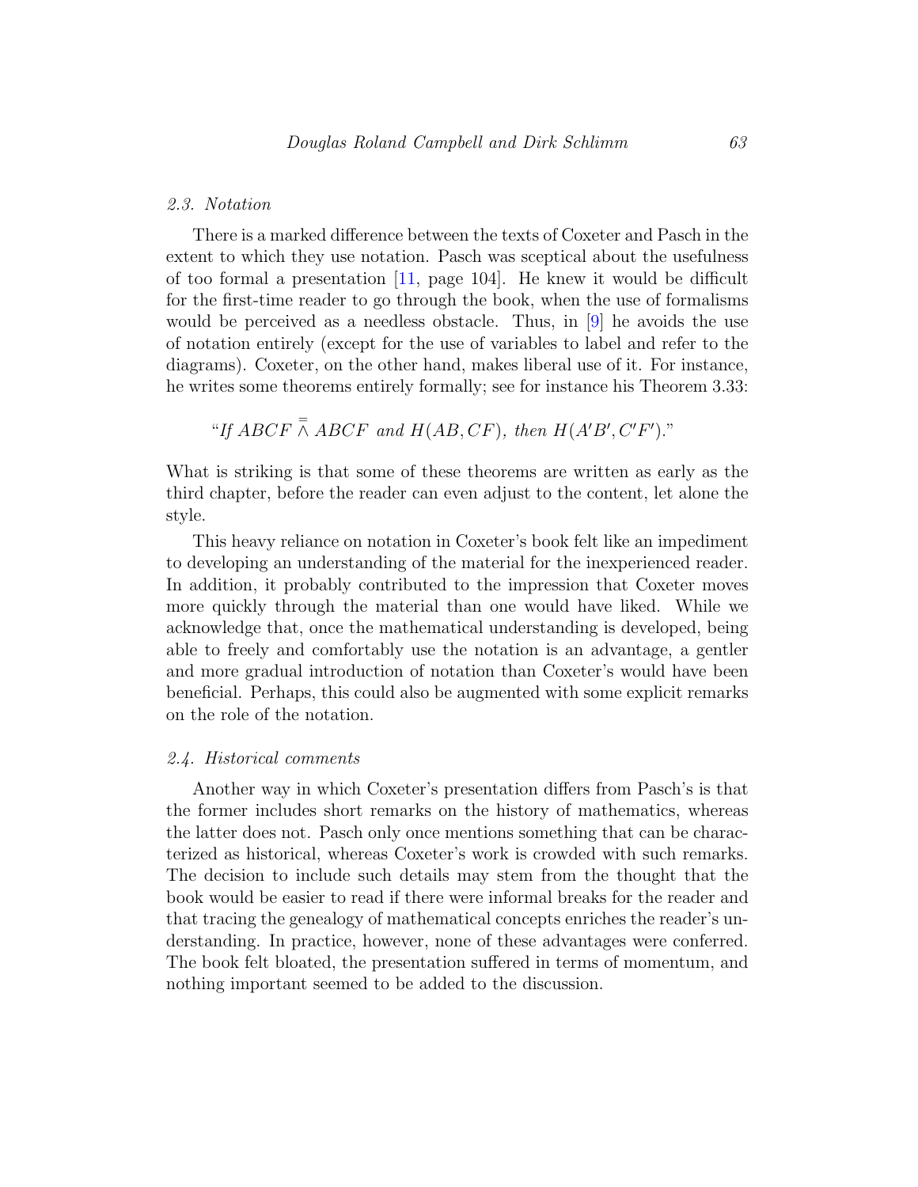### 2.3. Notation

There is a marked difference between the texts of Coxeter and Pasch in the extent to which they use notation. Pasch was sceptical about the usefulness of too formal a presentation [11, page 104]. He knew it would be difficult for the first-time reader to go through the book, when the use of formalisms would be perceived as a needless obstacle. Thus, in [9] he avoids the use of notation entirely (except for the use of variables to label and refer to the diagrams). Coxeter, on the other hand, makes liberal use of it. For instance, he writes some theorems entirely formally; see for instance his Theorem 3.33:

"*If* $ABCF \stackrel{=}{\barwedge} ABCF$ *and* $H(AB, CF)$, *then* $H(A'B', C'F')$."

What is striking is that some of these theorems are written as early as the third chapter, before the reader can even adjust to the content, let alone the style.

This heavy reliance on notation in Coxeter's book felt like an impediment to developing an understanding of the material for the inexperienced reader. In addition, it probably contributed to the impression that Coxeter moves more quickly through the material than one would have liked. While we acknowledge that, once the mathematical understanding is developed, being able to freely and comfortably use the notation is an advantage, a gentler and more gradual introduction of notation than Coxeter's would have been beneficial. Perhaps, this could also be augmented with some explicit remarks on the role of the notation.

### 2.4. Historical comments

Another way in which Coxeter's presentation differs from Pasch's is that the former includes short remarks on the history of mathematics, whereas the latter does not. Pasch only once mentions something that can be characterized as historical, whereas Coxeter's work is crowded with such remarks. The decision to include such details may stem from the thought that the book would be easier to read if there were informal breaks for the reader and that tracing the genealogy of mathematical concepts enriches the reader's understanding. In practice, however, none of these advantages were conferred. The book felt bloated, the presentation suffered in terms of momentum, and nothing important seemed to be added to the discussion.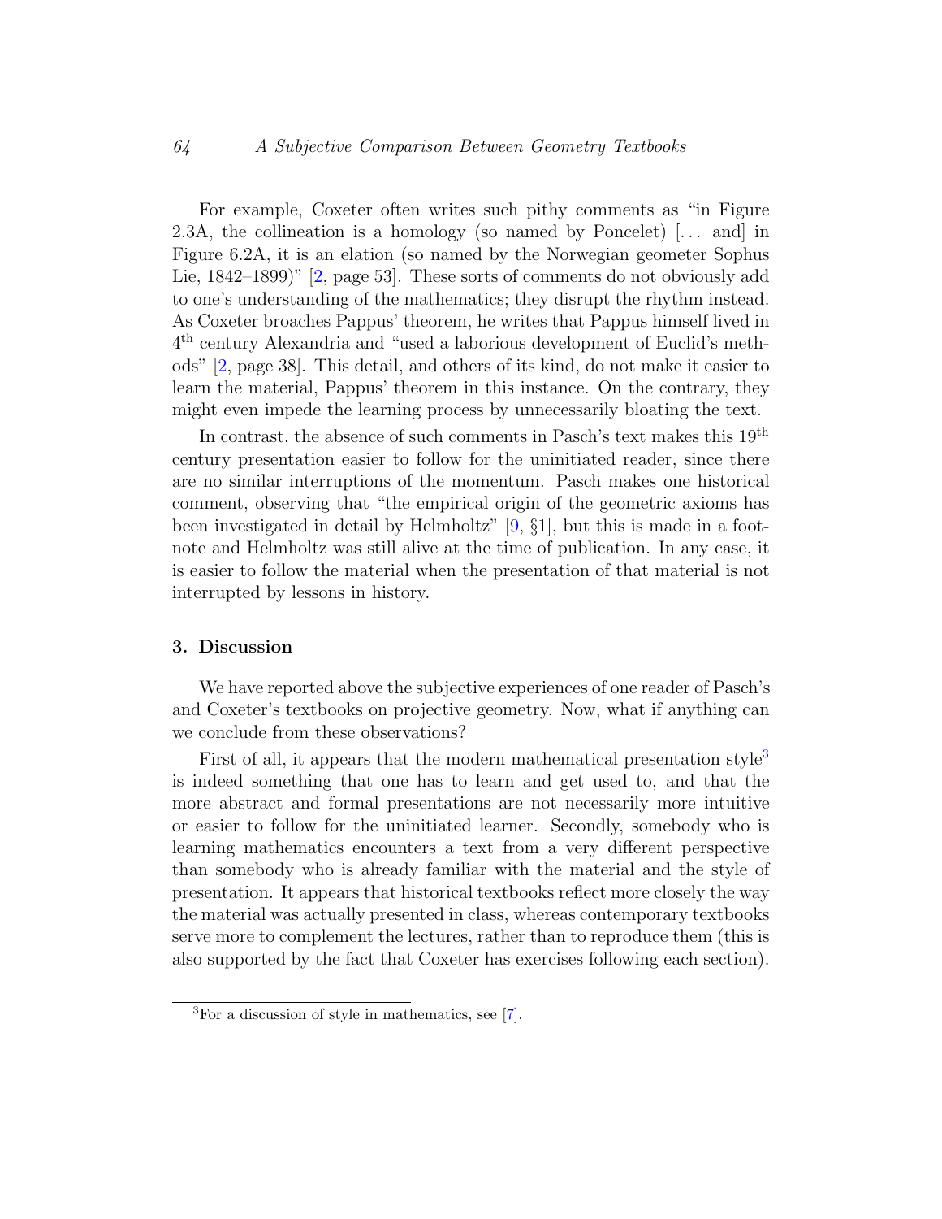For example, Coxeter often writes such pithy comments as "in Figure 2.3A, the collineation is a homology (so named by Poncelet) [... and] in Figure 6.2A, it is an elation (so named by the Norwegian geometer Sophus Lie, 1842–1899)" [2, page 53]. These sorts of comments do not obviously add to one's understanding of the mathematics; they disrupt the rhythm instead. As Coxeter broaches Pappus' theorem, he writes that Pappus himself lived in 4th century Alexandria and "used a laborious development of Euclid's methods" [2, page 38]. This detail, and others of its kind, do not make it easier to learn the material, Pappus' theorem in this instance. On the contrary, they might even impede the learning process by unnecessarily bloating the text.

In contrast, the absence of such comments in Pasch's text makes this 19th century presentation easier to follow for the uninitiated reader, since there are no similar interruptions of the momentum. Pasch makes one historical comment, observing that "the empirical origin of the geometric axioms has been investigated in detail by Helmholtz" [9, §1], but this is made in a footnote and Helmholtz was still alive at the time of publication. In any case, it is easier to follow the material when the presentation of that material is not interrupted by lessons in history.

## 3. Discussion

We have reported above the subjective experiences of one reader of Pasch's and Coxeter's textbooks on projective geometry. Now, what if anything can we conclude from these observations?

First of all, it appears that the modern mathematical presentation style[3] is indeed something that one has to learn and get used to, and that the more abstract and formal presentations are not necessarily more intuitive or easier to follow for the uninitiated learner. Secondly, somebody who is learning mathematics encounters a text from a very different perspective than somebody who is already familiar with the material and the style of presentation. It appears that historical textbooks reflect more closely the way the material was actually presented in class, whereas contemporary textbooks serve more to complement the lectures, rather than to reproduce them (this is also supported by the fact that Coxeter has exercises following each section).

[3] For a discussion of style in mathematics, see [7].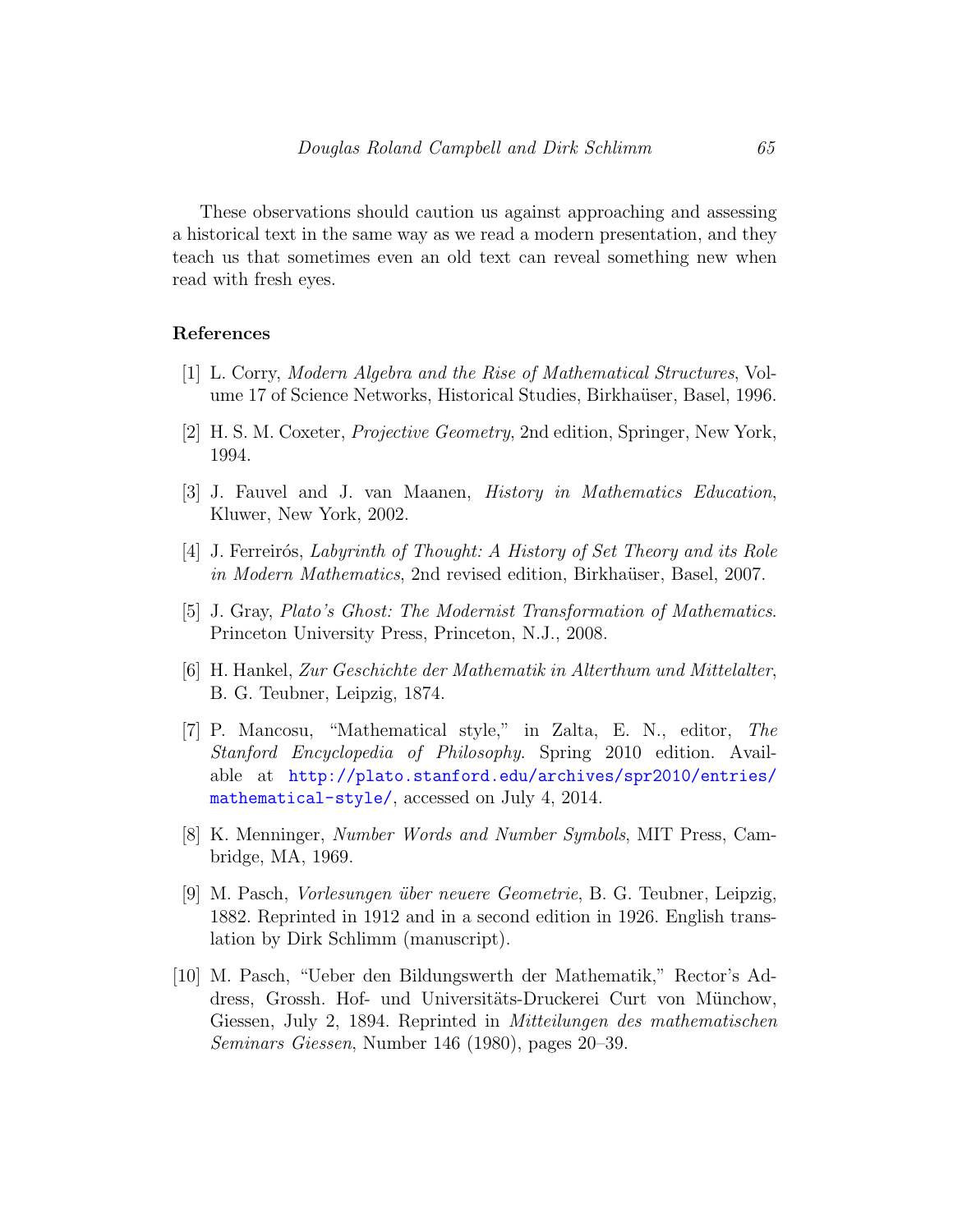These observations should caution us against approaching and assessing a historical text in the same way as we read a modern presentation, and they teach us that sometimes even an old text can reveal something new when read with fresh eyes.

## References

[1] L. Corry, *Modern Algebra and the Rise of Mathematical Structures*, Volume 17 of Science Networks, Historical Studies, Birkhaüser, Basel, 1996.

[2] H. S. M. Coxeter, *Projective Geometry*, 2nd edition, Springer, New York, 1994.

[3] J. Fauvel and J. van Maanen, *History in Mathematics Education*, Kluwer, New York, 2002.

[4] J. Ferreirós, *Labyrinth of Thought: A History of Set Theory and its Role in Modern Mathematics*, 2nd revised edition, Birkhaüser, Basel, 2007.

[5] J. Gray, *Plato's Ghost: The Modernist Transformation of Mathematics*. Princeton University Press, Princeton, N.J., 2008.

[6] H. Hankel, *Zur Geschichte der Mathematik in Alterthum und Mittelalter*, B. G. Teubner, Leipzig, 1874.

[7] P. Mancosu, "Mathematical style," in Zalta, E. N., editor, *The Stanford Encyclopedia of Philosophy*. Spring 2010 edition. Available at http://plato.stanford.edu/archives/spr2010/entries/mathematical-style/, accessed on July 4, 2014.

[8] K. Menninger, *Number Words and Number Symbols*, MIT Press, Cambridge, MA, 1969.

[9] M. Pasch, *Vorlesungen über neuere Geometrie*, B. G. Teubner, Leipzig, 1882. Reprinted in 1912 and in a second edition in 1926. English translation by Dirk Schlimm (manuscript).

[10] M. Pasch, "Ueber den Bildungswerth der Mathematik," Rector's Address, Grossh. Hof- und Universitäts-Druckerei Curt von Münchow, Giessen, July 2, 1894. Reprinted in *Mitteilungen des mathematischen Seminars Giessen*, Number 146 (1980), pages 20–39.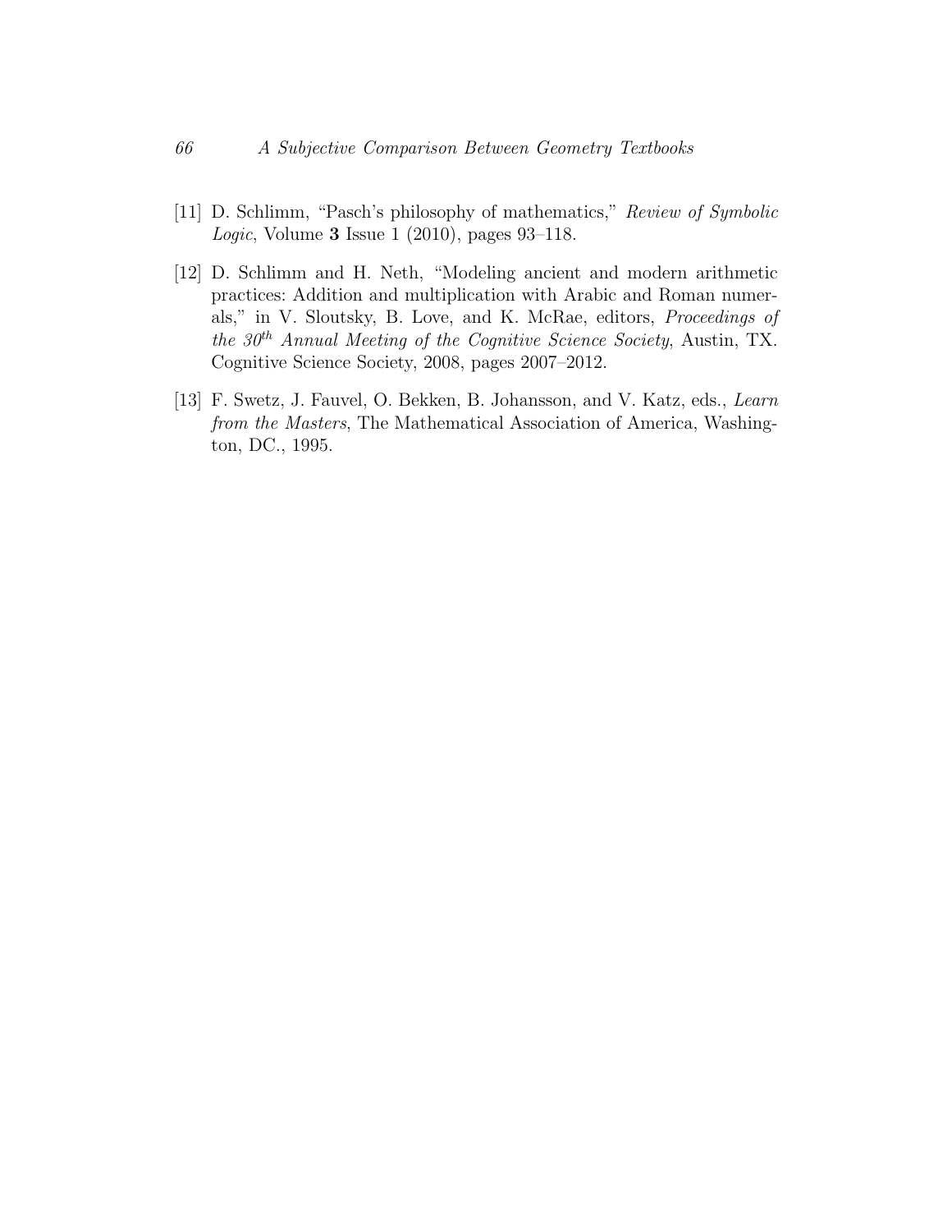[11] D. Schlimm, "Pasch's philosophy of mathematics," *Review of Symbolic Logic*, Volume **3** Issue 1 (2010), pages 93–118.

[12] D. Schlimm and H. Neth, "Modeling ancient and modern arithmetic practices: Addition and multiplication with Arabic and Roman numerals," in V. Sloutsky, B. Love, and K. McRae, editors, *Proceedings of the 30th Annual Meeting of the Cognitive Science Society*, Austin, TX. Cognitive Science Society, 2008, pages 2007–2012.

[13] F. Swetz, J. Fauvel, O. Bekken, B. Johansson, and V. Katz, eds., *Learn from the Masters*, The Mathematical Association of America, Washington, DC., 1995.